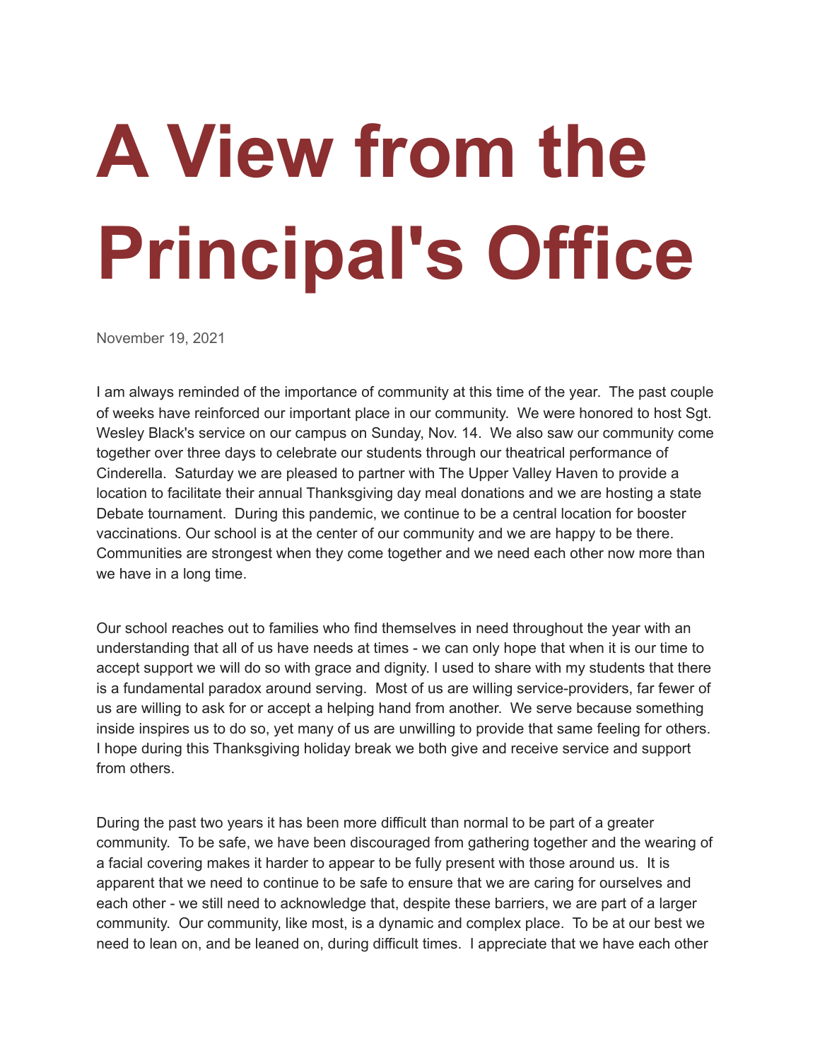# A View from the Principal's Office

November 19, 2021

I am always reminded of the importance of community at this time of the year. The past couple of weeks have reinforced our important place in our community. We were honored to host Sgt. Wesley Black's service on our campus on Sunday, Nov. 14. We also saw our community come together over three days to celebrate our students through our theatrical performance of Cinderella. Saturday we are pleased to partner with The Upper Valley Haven to provide a location to facilitate their annual Thanksgiving day meal donations and we are hosting a state Debate tournament. During this pandemic, we continue to be a central location for booster vaccinations. Our school is at the center of our community and we are happy to be there. Communities are strongest when they come together and we need each other now more than we have in a long time.

Our school reaches out to families who find themselves in need throughout the year with an understanding that all of us have needs at times - we can only hope that when it is our time to accept support we will do so with grace and dignity. I used to share with my students that there is a fundamental paradox around serving. Most of us are willing service-providers, far fewer of us are willing to ask for or accept a helping hand from another. We serve because something inside inspires us to do so, yet many of us are unwilling to provide that same feeling for others. I hope during this Thanksgiving holiday break we both give and receive service and support from others.

During the past two years it has been more difficult than normal to be part of a greater community. To be safe, we have been discouraged from gathering together and the wearing of a facial covering makes it harder to appear to be fully present with those around us. It is apparent that we need to continue to be safe to ensure that we are caring for ourselves and each other - we still need to acknowledge that, despite these barriers, we are part of a larger community. Our community, like most, is a dynamic and complex place. To be at our best we need to lean on, and be leaned on, during difficult times. I appreciate that we have each other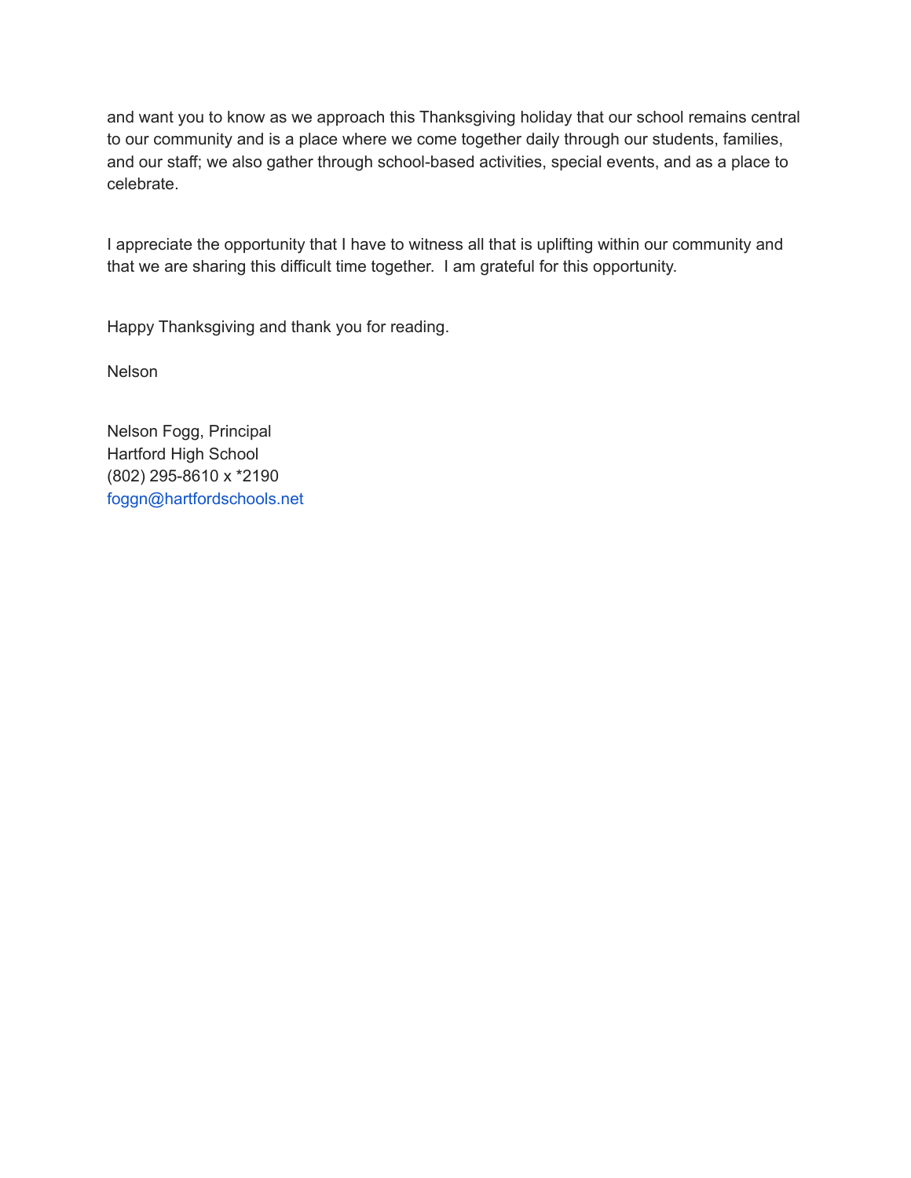and want you to know as we approach this Thanksgiving holiday that our school remains central to our community and is a place where we come together daily through our students, families, and our staff; we also gather through school-based activities, special events, and as a place to celebrate.

I appreciate the opportunity that I have to witness all that is uplifting within our community and that we are sharing this difficult time together.  I am grateful for this opportunity.

Happy Thanksgiving and thank you for reading.

Nelson

Nelson Fogg, Principal
Hartford High School
(802) 295-8610 x *2190
foggn@hartfordschools.net